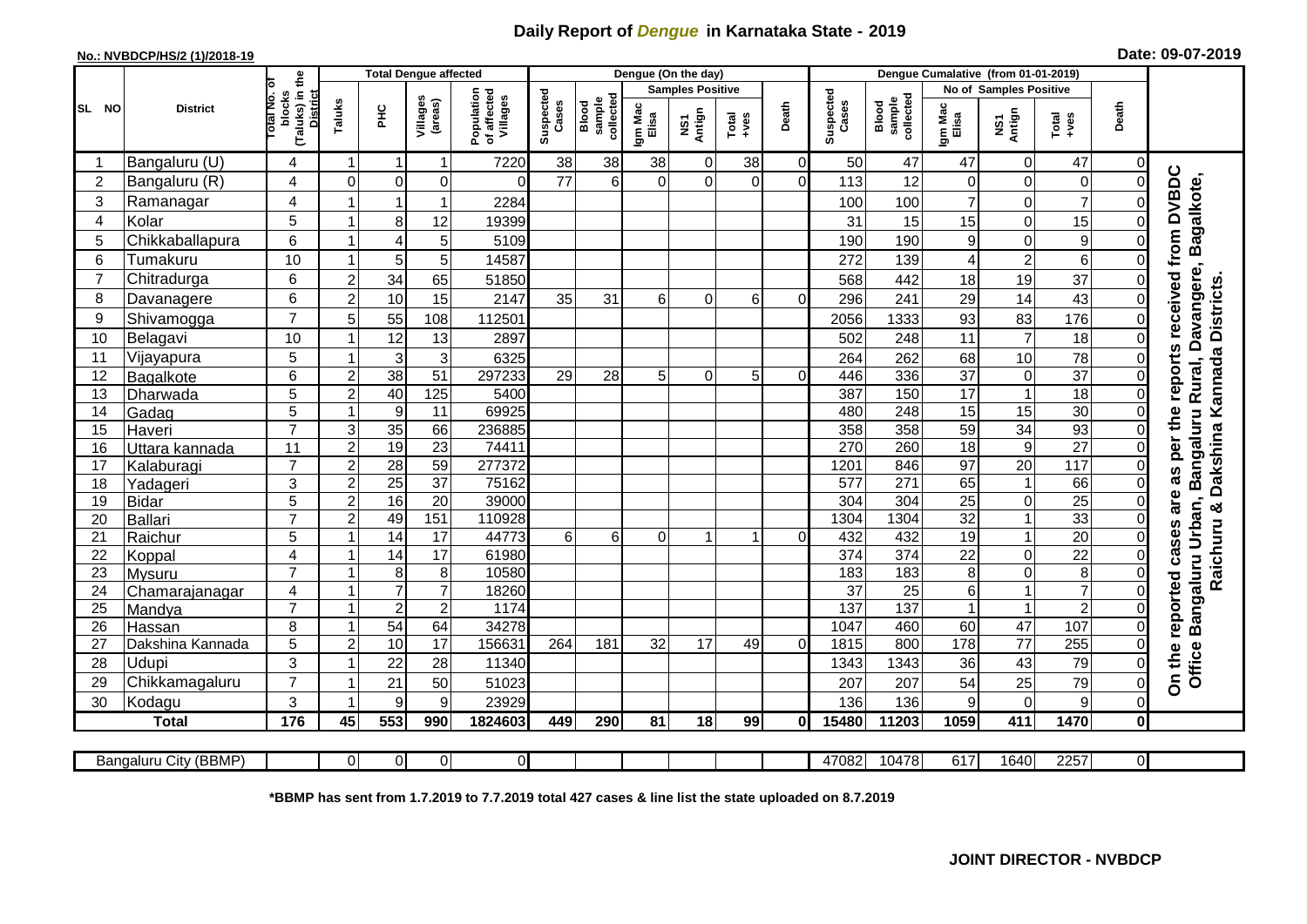# Daily Report of *Dengue* in Karnataka State - 2019

**No.: NVBDCP/HS/2 (1)/2018-19**

**Date: 09-07-2019**

| SL NO | District | Total No. of blocks (Taluks) in the District | Total Dengue affected | | | | Dengue (On the day) | | | | | | | Dengue Cumalative (from 01-01-2019) | | | | | | | |
|---|---|---|---|---|---|---|---|---|---|---|---|---|---|---|---|---|---|---|---|---|
| | | | Taluks | PHC | Villages (areas) | Population of affected Villages | Suspected Cases | Blood sample collected | Samples Positive | | | Death | Suspected Cases | Blood sample collected | No of Samples Positive | | | Death | |
| | | | | | | | | | Igm Mac Elisa | NS1 Antign | Total +ves | | | | Igm Mac Elisa | NS1 Antign | Total +ves | | |
| 1 | Bangaluru (U) | 4 | 1 | 1 | 1 | 7220 | 38 | 38 | 38 | 0 | 38 | 0 | 50 | 47 | 47 | 0 | 47 | 0 | On the reported cases are as per the reports received from DVBDC Office Bangaluru Urban, Bangaluru Rural, Davangere, Bagalkote, Raichuru & Dakshina Kannada Districts. |
| 2 | Bangaluru (R) | 4 | 0 | 0 | 0 | 0 | 77 | 6 | 0 | 0 | 0 | 0 | 113 | 12 | 0 | 0 | 0 | 0 | |
| 3 | Ramanagar | 4 | 1 | 1 | 1 | 2284 | | | | | | | 100 | 100 | 7 | 0 | 7 | 0 | |
| 4 | Kolar | 5 | 1 | 8 | 12 | 19399 | | | | | | | 31 | 15 | 15 | 0 | 15 | 0 | |
| 5 | Chikkaballapura | 6 | 1 | 4 | 5 | 5109 | | | | | | | 190 | 190 | 9 | 0 | 9 | 0 | |
| 6 | Tumakuru | 10 | 1 | 5 | 5 | 14587 | | | | | | | 272 | 139 | 4 | 2 | 6 | 0 | |
| 7 | Chitradurga | 6 | 2 | 34 | 65 | 51850 | | | | | | | 568 | 442 | 18 | 19 | 37 | 0 | |
| 8 | Davanagere | 6 | 2 | 10 | 15 | 2147 | 35 | 31 | 6 | 0 | 6 | 0 | 296 | 241 | 29 | 14 | 43 | 0 | |
| 9 | Shivamogga | 7 | 5 | 55 | 108 | 112501 | | | | | | | 2056 | 1333 | 93 | 83 | 176 | 0 | |
| 10 | Belagavi | 10 | 1 | 12 | 13 | 2897 | | | | | | | 502 | 248 | 11 | 7 | 18 | 0 | |
| 11 | Vijayapura | 5 | 1 | 3 | 3 | 6325 | | | | | | | 264 | 262 | 68 | 10 | 78 | 0 | |
| 12 | Bagalkote | 6 | 2 | 38 | 51 | 297233 | 29 | 28 | 5 | 0 | 5 | 0 | 446 | 336 | 37 | 0 | 37 | 0 | |
| 13 | Dharwada | 5 | 2 | 40 | 125 | 5400 | | | | | | | 387 | 150 | 17 | 1 | 18 | 0 | |
| 14 | Gadag | 5 | 1 | 9 | 11 | 69925 | | | | | | | 480 | 248 | 15 | 15 | 30 | 0 | |
| 15 | Haveri | 7 | 3 | 35 | 66 | 236885 | | | | | | | 358 | 358 | 59 | 34 | 93 | 0 | |
| 16 | Uttara kannada | 11 | 2 | 19 | 23 | 74411 | | | | | | | 270 | 260 | 18 | 9 | 27 | 0 | |
| 17 | Kalaburagi | 7 | 2 | 28 | 59 | 277372 | | | | | | | 1201 | 846 | 97 | 20 | 117 | 0 | |
| 18 | Yadageri | 3 | 2 | 25 | 37 | 75162 | | | | | | | 577 | 271 | 65 | 1 | 66 | 0 | |
| 19 | Bidar | 5 | 2 | 16 | 20 | 39000 | | | | | | | 304 | 304 | 25 | 0 | 25 | 0 | |
| 20 | Ballari | 7 | 2 | 49 | 151 | 110928 | | | | | | | 1304 | 1304 | 32 | 1 | 33 | 0 | |
| 21 | Raichur | 5 | 1 | 14 | 17 | 44773 | 6 | 6 | 0 | 1 | 1 | 0 | 432 | 432 | 19 | 1 | 20 | 0 | |
| 22 | Koppal | 4 | 1 | 14 | 17 | 61980 | | | | | | | 374 | 374 | 22 | 0 | 22 | 0 | |
| 23 | Mysuru | 7 | 1 | 8 | 8 | 10580 | | | | | | | 183 | 183 | 8 | 0 | 8 | 0 | |
| 24 | Chamarajanagar | 4 | 1 | 7 | 7 | 18260 | | | | | | | 37 | 25 | 6 | 1 | 7 | 0 | |
| 25 | Mandya | 7 | 1 | 2 | 2 | 1174 | | | | | | | 137 | 137 | 1 | 1 | 2 | 0 | |
| 26 | Hassan | 8 | 1 | 54 | 64 | 34278 | | | | | | | 1047 | 460 | 60 | 47 | 107 | 0 | |
| 27 | Dakshina Kannada | 5 | 2 | 10 | 17 | 156631 | 264 | 181 | 32 | 17 | 49 | 0 | 1815 | 800 | 178 | 77 | 255 | 0 | |
| 28 | Udupi | 3 | 1 | 22 | 28 | 11340 | | | | | | | 1343 | 1343 | 36 | 43 | 79 | 0 | |
| 29 | Chikkamagaluru | 7 | 1 | 21 | 50 | 51023 | | | | | | | 207 | 207 | 54 | 25 | 79 | 0 | |
| 30 | Kodagu | 3 | 1 | 9 | 9 | 23929 | | | | | | | 136 | 136 | 9 | 0 | 9 | 0 | |
| | **Total** | **176** | **45** | **553** | **990** | **1824603** | **449** | **290** | **81** | **18** | **99** | **0** | **15480** | **11203** | **1059** | **411** | **1470** | **0** | |

| Bangaluru City (BBMP) | | 0 | 0 | 0 | 0 | | | | | | | 47082 | 10478 | 617 | 1640 | 2257 | 0 |
|---|---|---|---|---|---|---|---|---|---|---|---|---|---|---|---|---|---|

**\*BBMP has sent from 1.7.2019 to 7.7.2019 total 427 cases & line list the state uploaded on 8.7.2019**

**JOINT DIRECTOR - NVBDCP**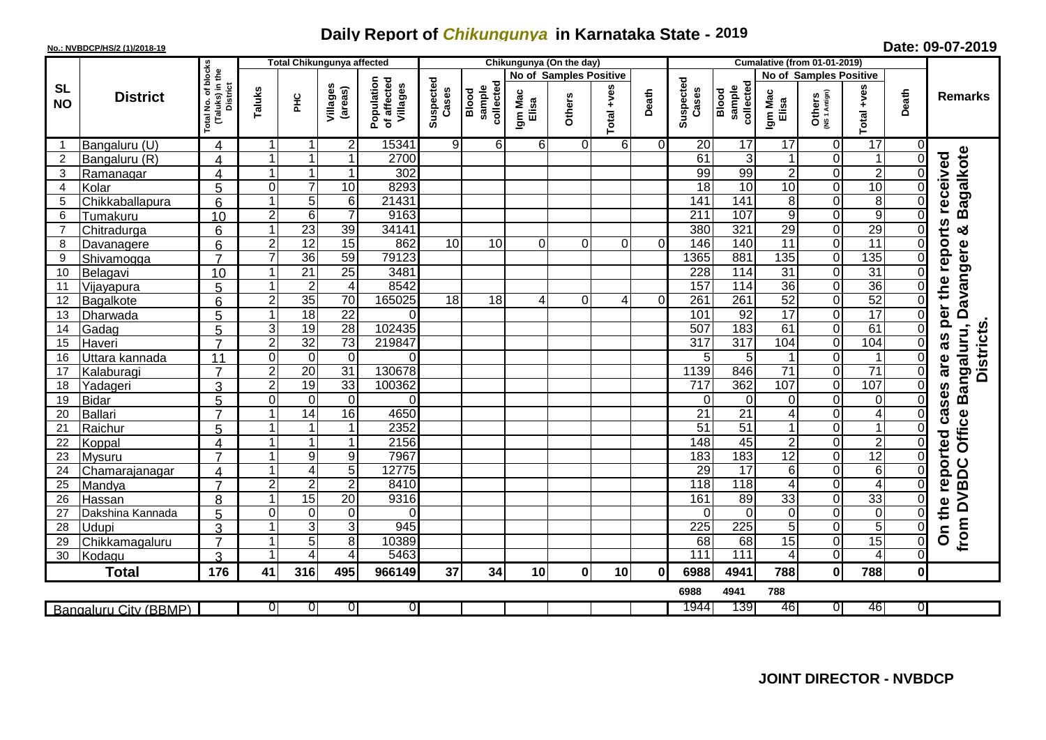# Daily Report of *Chikungunya* in Karnataka State - 2019

**No.: NVBDCP/HS/2 (1)/2018-19**

**Date: 09-07-2019**

| SL NO | District | Total No. of blocks (Taluks) in the District | Total Chikungunya affected | | | | Chikungunya (On the day) | | | | | | | Cumalative (from 01-01-2019) | | | | | | | Remarks |
|---|---|---|---|---|---|---|---|---|---|---|---|---|---|---|---|---|---|---|---|---|---|
| | | | | | | | | | No of Samples Positive | | | | | | | No of Samples Positive | | | | | |
| | | | Taluks | PHC | Villages (areas) | Population of affected Villages | Suspected Cases | Blood sample collected | Igm Mac Elisa | Others | Total +ves | Death | Suspected Cases | Blood sample collected | Igm Mac Elisa | Others (NS 1 Antign) | Total +ves | Death | |
| 1 | Bangaluru (U) | 4 | 1 | 1 | 2 | 15341 | 9 | 6 | 6 | 0 | 6 | 0 | 20 | 17 | 17 | 0 | 17 | 0 | On the reported cases are as per the reports received from DVBDC Office Bangaluru, Davangere & Bagalkote Districts. |
| 2 | Bangaluru (R) | 4 | 1 | 1 | 1 | 2700 | | | | | | | 61 | 3 | 1 | 0 | 1 | 0 | |
| 3 | Ramanagar | 4 | 1 | 1 | 1 | 302 | | | | | | | 99 | 99 | 2 | 0 | 2 | 0 | |
| 4 | Kolar | 5 | 0 | 7 | 10 | 8293 | | | | | | | 18 | 10 | 10 | 0 | 10 | 0 | |
| 5 | Chikkaballapura | 6 | 1 | 5 | 6 | 21431 | | | | | | | 141 | 141 | 8 | 0 | 8 | 0 | |
| 6 | Tumakuru | 10 | 2 | 6 | 7 | 9163 | | | | | | | 211 | 107 | 9 | 0 | 9 | 0 | |
| 7 | Chitradurga | 6 | 1 | 23 | 39 | 34141 | | | | | | | 380 | 321 | 29 | 0 | 29 | 0 | |
| 8 | Davanagere | 6 | 2 | 12 | 15 | 862 | 10 | 10 | 0 | 0 | 0 | 0 | 146 | 140 | 11 | 0 | 11 | 0 | |
| 9 | Shivamogga | 7 | 7 | 36 | 59 | 79123 | | | | | | | 1365 | 881 | 135 | 0 | 135 | 0 | |
| 10 | Belagavi | 10 | 1 | 21 | 25 | 3481 | | | | | | | 228 | 114 | 31 | 0 | 31 | 0 | |
| 11 | Vijayapura | 5 | 1 | 2 | 4 | 8542 | | | | | | | 157 | 114 | 36 | 0 | 36 | 0 | |
| 12 | Bagalkote | 6 | 2 | 35 | 70 | 165025 | 18 | 18 | 4 | 0 | 4 | 0 | 261 | 261 | 52 | 0 | 52 | 0 | |
| 13 | Dharwada | 5 | 1 | 18 | 22 | 0 | | | | | | | 101 | 92 | 17 | 0 | 17 | 0 | |
| 14 | Gadag | 5 | 3 | 19 | 28 | 102435 | | | | | | | 507 | 183 | 61 | 0 | 61 | 0 | |
| 15 | Haveri | 7 | 2 | 32 | 73 | 219847 | | | | | | | 317 | 317 | 104 | 0 | 104 | 0 | |
| 16 | Uttara kannada | 11 | 0 | 0 | 0 | 0 | | | | | | | 5 | 5 | 1 | 0 | 1 | 0 | |
| 17 | Kalaburagi | 7 | 2 | 20 | 31 | 130678 | | | | | | | 1139 | 846 | 71 | 0 | 71 | 0 | |
| 18 | Yadageri | 3 | 2 | 19 | 33 | 100362 | | | | | | | 717 | 362 | 107 | 0 | 107 | 0 | |
| 19 | Bidar | 5 | 0 | 0 | 0 | 0 | | | | | | | 0 | 0 | 0 | 0 | 0 | 0 | |
| 20 | Ballari | 7 | 1 | 14 | 16 | 4650 | | | | | | | 21 | 21 | 4 | 0 | 4 | 0 | |
| 21 | Raichur | 5 | 1 | 1 | 1 | 2352 | | | | | | | 51 | 51 | 1 | 0 | 1 | 0 | |
| 22 | Koppal | 4 | 1 | 1 | 1 | 2156 | | | | | | | 148 | 45 | 2 | 0 | 2 | 0 | |
| 23 | Mysuru | 7 | 1 | 9 | 9 | 7967 | | | | | | | 183 | 183 | 12 | 0 | 12 | 0 | |
| 24 | Chamarajanagar | 4 | 1 | 4 | 5 | 12775 | | | | | | | 29 | 17 | 6 | 0 | 6 | 0 | |
| 25 | Mandya | 7 | 2 | 2 | 2 | 8410 | | | | | | | 118 | 118 | 4 | 0 | 4 | 0 | |
| 26 | Hassan | 8 | 1 | 15 | 20 | 9316 | | | | | | | 161 | 89 | 33 | 0 | 33 | 0 | |
| 27 | Dakshina Kannada | 5 | 0 | 0 | 0 | 0 | | | | | | | 0 | 0 | 0 | 0 | 0 | 0 | |
| 28 | Udupi | 3 | 1 | 3 | 3 | 945 | | | | | | | 225 | 225 | 5 | 0 | 5 | 0 | |
| 29 | Chikkamagaluru | 7 | 1 | 5 | 8 | 10389 | | | | | | | 68 | 68 | 15 | 0 | 15 | 0 | |
| 30 | Kodagu | 3 | 1 | 4 | 4 | 5463 | | | | | | | 111 | 111 | 4 | 0 | 4 | 0 | |
| | **Total** | **176** | **41** | **316** | **495** | **966149** | **37** | **34** | **10** | **0** | **10** | **0** | **6988** | **4941** | **788** | **0** | **788** | **0** | |
| | | | | | | | | | | | | | 6988 | 4941 | 788 | | | | |
| | Bangaluru City (BBMP) | | 0 | 0 | 0 | 0 | | | | | | | 1944 | 139 | 46 | 0 | 46 | 0 | |

**JOINT DIRECTOR - NVBDCP**